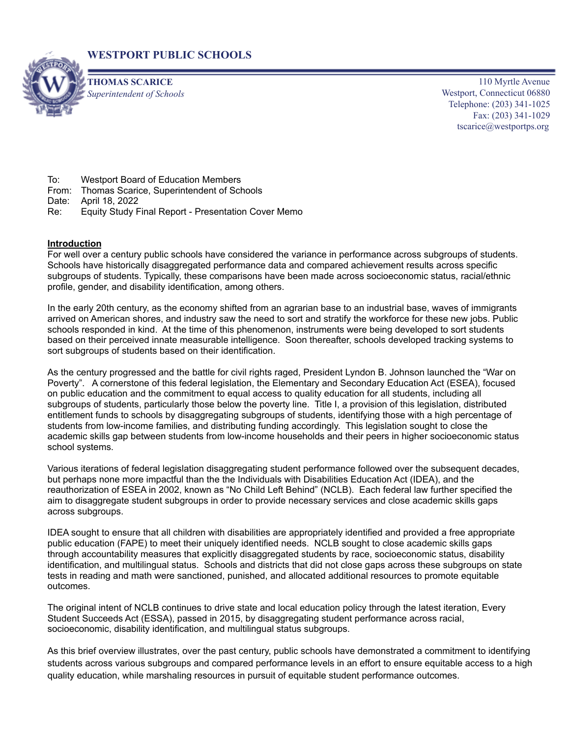# WESTPORT PUBLIC SCHOOLS

**THOMAS SCARICE**
*Superintendent of Schools*

110 Myrtle Avenue
Westport, Connecticut 06880
Telephone: (203) 341-1025
Fax: (203) 341-1029
tscarice@westportps.org

To: Westport Board of Education Members
From: Thomas Scarice, Superintendent of Schools
Date: April 18, 2022
Re: Equity Study Final Report - Presentation Cover Memo

**Introduction**

For well over a century public schools have considered the variance in performance across subgroups of students. Schools have historically disaggregated performance data and compared achievement results across specific subgroups of students. Typically, these comparisons have been made across socioeconomic status, racial/ethnic profile, gender, and disability identification, among others.

In the early 20th century, as the economy shifted from an agrarian base to an industrial base, waves of immigrants arrived on American shores, and industry saw the need to sort and stratify the workforce for these new jobs. Public schools responded in kind. At the time of this phenomenon, instruments were being developed to sort students based on their perceived innate measurable intelligence. Soon thereafter, schools developed tracking systems to sort subgroups of students based on their identification.

As the century progressed and the battle for civil rights raged, President Lyndon B. Johnson launched the "War on Poverty". A cornerstone of this federal legislation, the Elementary and Secondary Education Act (ESEA), focused on public education and the commitment to equal access to quality education for all students, including all subgroups of students, particularly those below the poverty line. Title I, a provision of this legislation, distributed entitlement funds to schools by disaggregating subgroups of students, identifying those with a high percentage of students from low-income families, and distributing funding accordingly. This legislation sought to close the academic skills gap between students from low-income households and their peers in higher socioeconomic status school systems.

Various iterations of federal legislation disaggregating student performance followed over the subsequent decades, but perhaps none more impactful than the the Individuals with Disabilities Education Act (IDEA), and the reauthorization of ESEA in 2002, known as "No Child Left Behind" (NCLB). Each federal law further specified the aim to disaggregate student subgroups in order to provide necessary services and close academic skills gaps across subgroups.

IDEA sought to ensure that all children with disabilities are appropriately identified and provided a free appropriate public education (FAPE) to meet their uniquely identified needs. NCLB sought to close academic skills gaps through accountability measures that explicitly disaggregated students by race, socioeconomic status, disability identification, and multilingual status. Schools and districts that did not close gaps across these subgroups on state tests in reading and math were sanctioned, punished, and allocated additional resources to promote equitable outcomes.

The original intent of NCLB continues to drive state and local education policy through the latest iteration, Every Student Succeeds Act (ESSA), passed in 2015, by disaggregating student performance across racial, socioeconomic, disability identification, and multilingual status subgroups.

As this brief overview illustrates, over the past century, public schools have demonstrated a commitment to identifying students across various subgroups and compared performance levels in an effort to ensure equitable access to a high quality education, while marshaling resources in pursuit of equitable student performance outcomes.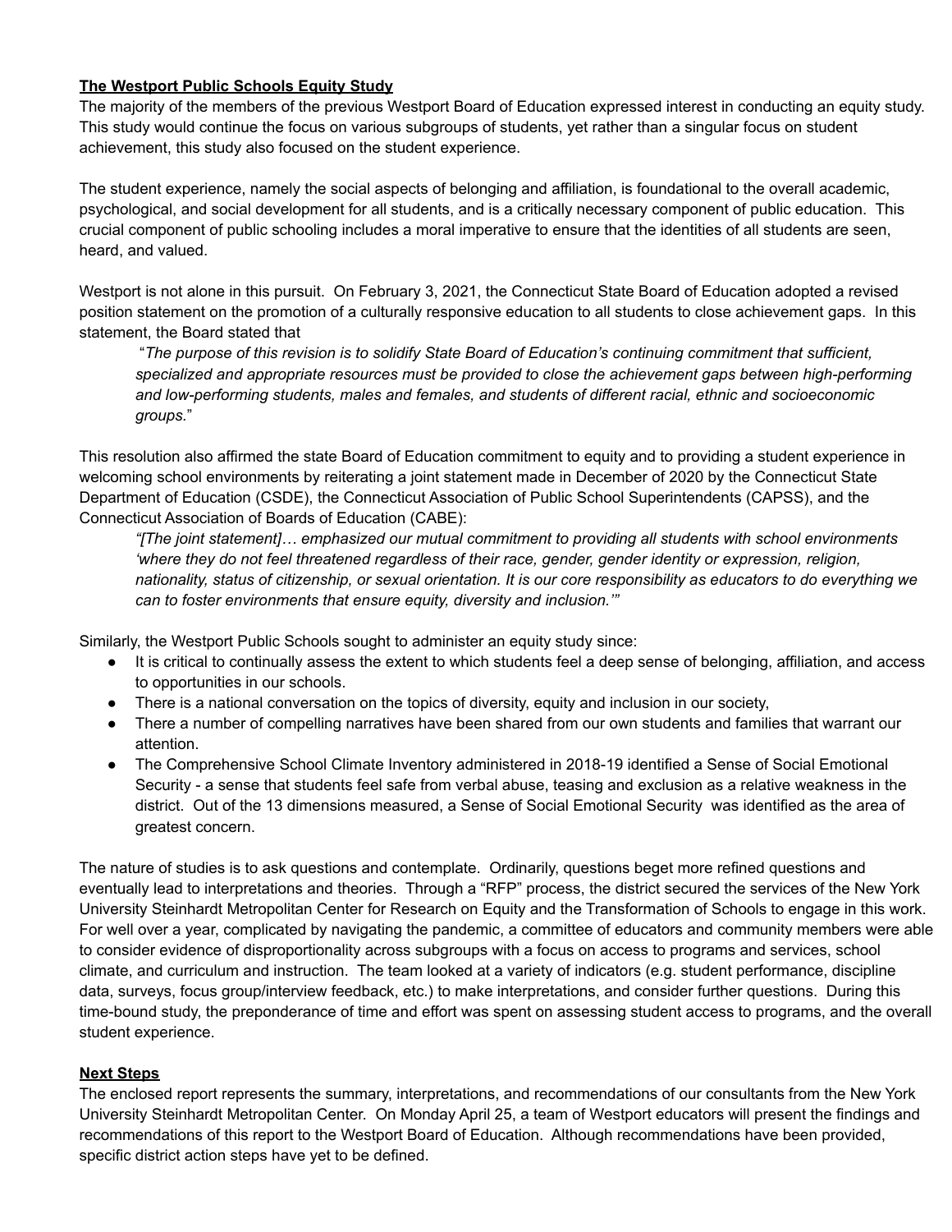**The Westport Public Schools Equity Study**

The majority of the members of the previous Westport Board of Education expressed interest in conducting an equity study. This study would continue the focus on various subgroups of students, yet rather than a singular focus on student achievement, this study also focused on the student experience.

The student experience, namely the social aspects of belonging and affiliation, is foundational to the overall academic, psychological, and social development for all students, and is a critically necessary component of public education. This crucial component of public schooling includes a moral imperative to ensure that the identities of all students are seen, heard, and valued.

Westport is not alone in this pursuit. On February 3, 2021, the Connecticut State Board of Education adopted a revised position statement on the promotion of a culturally responsive education to all students to close achievement gaps. In this statement, the Board stated that

> "*The purpose of this revision is to solidify State Board of Education's continuing commitment that sufficient, specialized and appropriate resources must be provided to close the achievement gaps between high-performing and low-performing students, males and females, and students of different racial, ethnic and socioeconomic groups.*"

This resolution also affirmed the state Board of Education commitment to equity and to providing a student experience in welcoming school environments by reiterating a joint statement made in December of 2020 by the Connecticut State Department of Education (CSDE), the Connecticut Association of Public School Superintendents (CAPSS), and the Connecticut Association of Boards of Education (CABE):

> *"[The joint statement]… emphasized our mutual commitment to providing all students with school environments 'where they do not feel threatened regardless of their race, gender, gender identity or expression, religion, nationality, status of citizenship, or sexual orientation. It is our core responsibility as educators to do everything we can to foster environments that ensure equity, diversity and inclusion.'"*

Similarly, the Westport Public Schools sought to administer an equity study since:

- It is critical to continually assess the extent to which students feel a deep sense of belonging, affiliation, and access to opportunities in our schools.
- There is a national conversation on the topics of diversity, equity and inclusion in our society,
- There a number of compelling narratives have been shared from our own students and families that warrant our attention.
- The Comprehensive School Climate Inventory administered in 2018-19 identified a Sense of Social Emotional Security - a sense that students feel safe from verbal abuse, teasing and exclusion as a relative weakness in the district. Out of the 13 dimensions measured, a Sense of Social Emotional Security was identified as the area of greatest concern.

The nature of studies is to ask questions and contemplate. Ordinarily, questions beget more refined questions and eventually lead to interpretations and theories. Through a "RFP" process, the district secured the services of the New York University Steinhardt Metropolitan Center for Research on Equity and the Transformation of Schools to engage in this work. For well over a year, complicated by navigating the pandemic, a committee of educators and community members were able to consider evidence of disproportionality across subgroups with a focus on access to programs and services, school climate, and curriculum and instruction. The team looked at a variety of indicators (e.g. student performance, discipline data, surveys, focus group/interview feedback, etc.) to make interpretations, and consider further questions. During this time-bound study, the preponderance of time and effort was spent on assessing student access to programs, and the overall student experience.

**Next Steps**

The enclosed report represents the summary, interpretations, and recommendations of our consultants from the New York University Steinhardt Metropolitan Center. On Monday April 25, a team of Westport educators will present the findings and recommendations of this report to the Westport Board of Education. Although recommendations have been provided, specific district action steps have yet to be defined.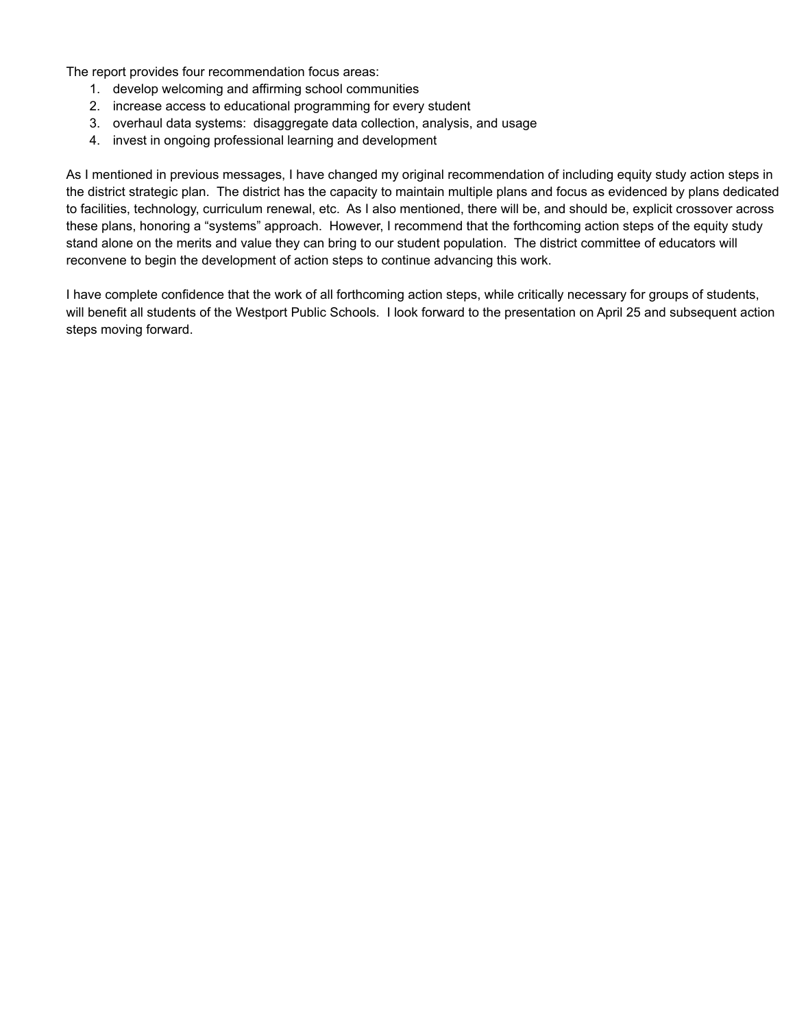The report provides four recommendation focus areas:

1. develop welcoming and affirming school communities
2. increase access to educational programming for every student
3. overhaul data systems:  disaggregate data collection, analysis, and usage
4. invest in ongoing professional learning and development

As I mentioned in previous messages, I have changed my original recommendation of including equity study action steps in the district strategic plan.  The district has the capacity to maintain multiple plans and focus as evidenced by plans dedicated to facilities, technology, curriculum renewal, etc.  As I also mentioned, there will be, and should be, explicit crossover across these plans, honoring a "systems" approach.  However, I recommend that the forthcoming action steps of the equity study stand alone on the merits and value they can bring to our student population.  The district committee of educators will reconvene to begin the development of action steps to continue advancing this work.

I have complete confidence that the work of all forthcoming action steps, while critically necessary for groups of students, will benefit all students of the Westport Public Schools.  I look forward to the presentation on April 25 and subsequent action steps moving forward.